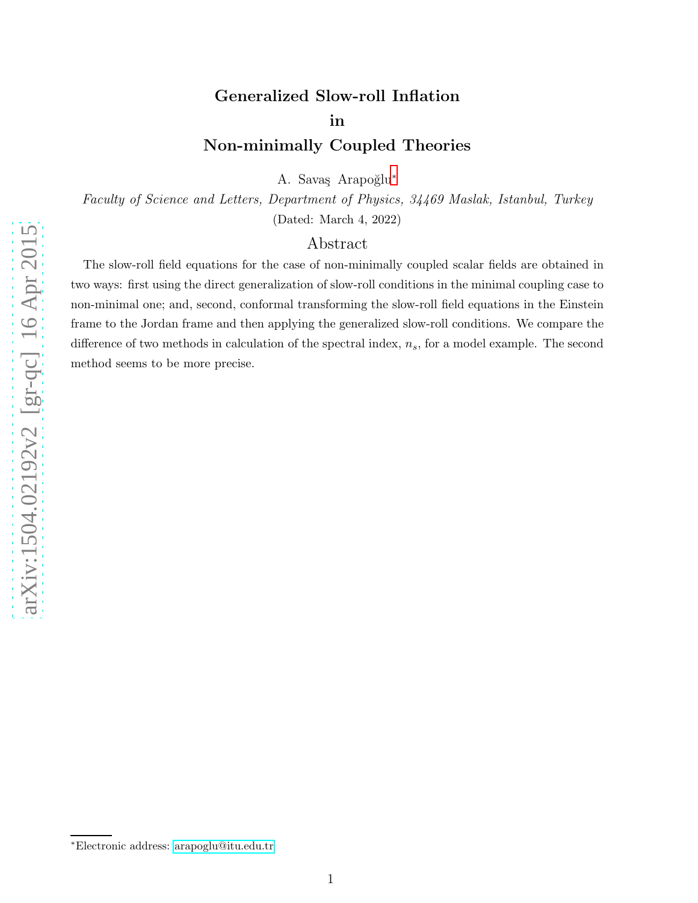# Generalized Slow-roll Inflation in Non-minimally Coupled Theories

A. Savaş Arapoğlu[*]

*Faculty of Science and Letters, Department of Physics, 34469 Maslak, Istanbul, Turkey*

(Dated: March 4, 2022)

## Abstract

The slow-roll field equations for the case of non-minimally coupled scalar fields are obtained in two ways: first using the direct generalization of slow-roll conditions in the minimal coupling case to non-minimal one; and, second, conformal transforming the slow-roll field equations in the Einstein frame to the Jordan frame and then applying the generalized slow-roll conditions. We compare the difference of two methods in calculation of the spectral index, $n_s$, for a model example. The second method seems to be more precise.

---

[*]Electronic address: arapoglu@itu.edu.tr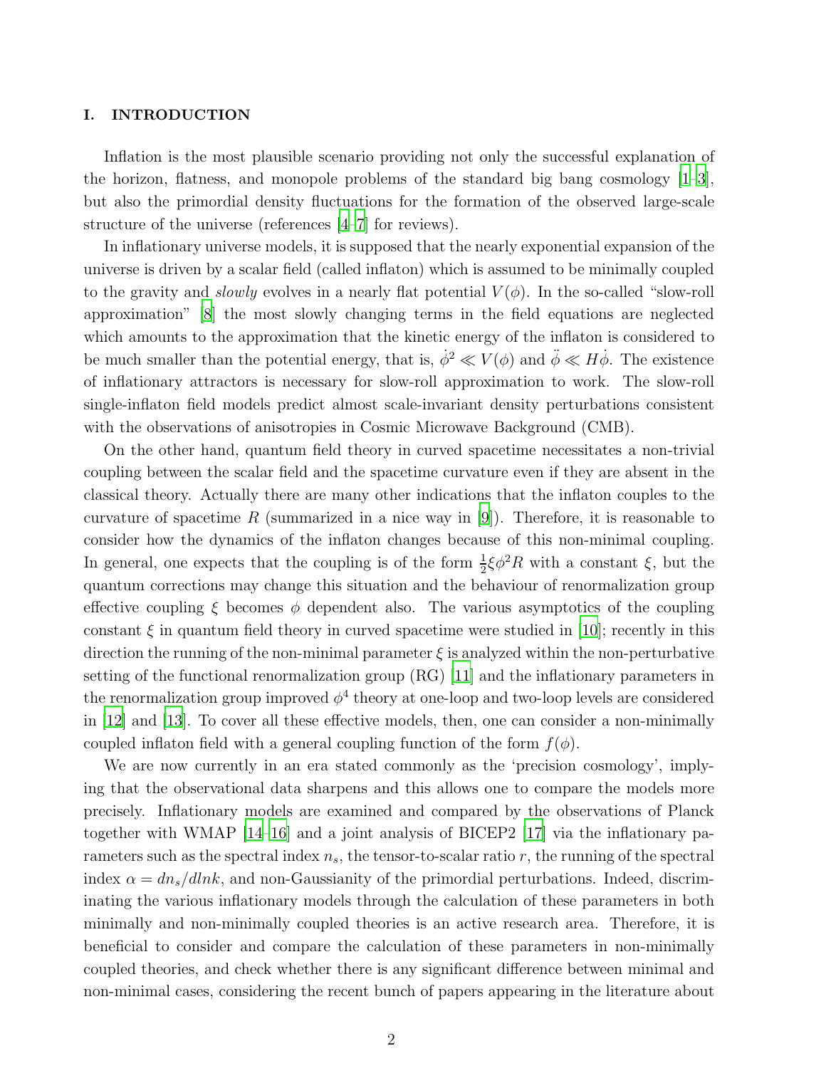## I. INTRODUCTION

Inflation is the most plausible scenario providing not only the successful explanation of the horizon, flatness, and monopole problems of the standard big bang cosmology [1–3], but also the primordial density fluctuations for the formation of the observed large-scale structure of the universe (references [4–7] for reviews).

In inflationary universe models, it is supposed that the nearly exponential expansion of the universe is driven by a scalar field (called inflaton) which is assumed to be minimally coupled to the gravity and *slowly* evolves in a nearly flat potential $V(\phi)$. In the so-called "slow-roll approximation" [8] the most slowly changing terms in the field equations are neglected which amounts to the approximation that the kinetic energy of the inflaton is considered to be much smaller than the potential energy, that is, $\dot{\phi}^2 \ll V(\phi)$ and $\ddot{\phi} \ll H\dot{\phi}$. The existence of inflationary attractors is necessary for slow-roll approximation to work. The slow-roll single-inflaton field models predict almost scale-invariant density perturbations consistent with the observations of anisotropies in Cosmic Microwave Background (CMB).

On the other hand, quantum field theory in curved spacetime necessitates a non-trivial coupling between the scalar field and the spacetime curvature even if they are absent in the classical theory. Actually there are many other indications that the inflaton couples to the curvature of spacetime $R$ (summarized in a nice way in [9]). Therefore, it is reasonable to consider how the dynamics of the inflaton changes because of this non-minimal coupling. In general, one expects that the coupling is of the form $\frac{1}{2}\xi\phi^2 R$ with a constant $\xi$, but the quantum corrections may change this situation and the behaviour of renormalization group effective coupling $\xi$ becomes $\phi$ dependent also. The various asymptotics of the coupling constant $\xi$ in quantum field theory in curved spacetime were studied in [10]; recently in this direction the running of the non-minimal parameter $\xi$ is analyzed within the non-perturbative setting of the functional renormalization group (RG) [11] and the inflationary parameters in the renormalization group improved $\phi^4$ theory at one-loop and two-loop levels are considered in [12] and [13]. To cover all these effective models, then, one can consider a non-minimally coupled inflaton field with a general coupling function of the form $f(\phi)$.

We are now currently in an era stated commonly as the 'precision cosmology', implying that the observational data sharpens and this allows one to compare the models more precisely. Inflationary models are examined and compared by the observations of Planck together with WMAP [14–16] and a joint analysis of BICEP2 [17] via the inflationary parameters such as the spectral index $n_s$, the tensor-to-scalar ratio $r$, the running of the spectral index $\alpha = dn_s/dlnk$, and non-Gaussianity of the primordial perturbations. Indeed, discriminating the various inflationary models through the calculation of these parameters in both minimally and non-minimally coupled theories is an active research area. Therefore, it is beneficial to consider and compare the calculation of these parameters in non-minimally coupled theories, and check whether there is any significant difference between minimal and non-minimal cases, considering the recent bunch of papers appearing in the literature about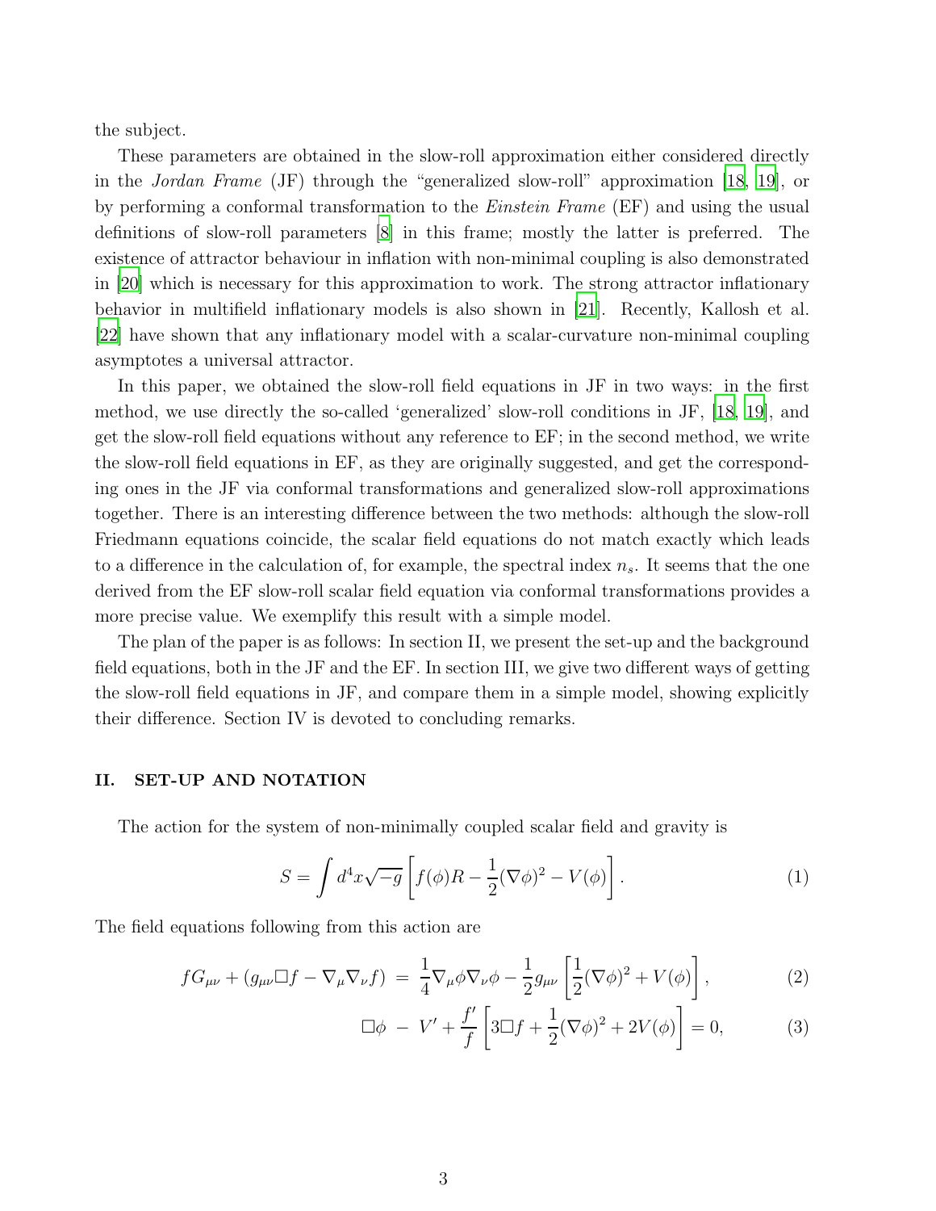the subject.

These parameters are obtained in the slow-roll approximation either considered directly in the *Jordan Frame* (JF) through the "generalized slow-roll" approximation [18, 19], or by performing a conformal transformation to the *Einstein Frame* (EF) and using the usual definitions of slow-roll parameters [8] in this frame; mostly the latter is preferred. The existence of attractor behaviour in inflation with non-minimal coupling is also demonstrated in [20] which is necessary for this approximation to work. The strong attractor inflationary behavior in multifield inflationary models is also shown in [21]. Recently, Kallosh et al. [22] have shown that any inflationary model with a scalar-curvature non-minimal coupling asymptotes a universal attractor.

In this paper, we obtained the slow-roll field equations in JF in two ways: in the first method, we use directly the so-called 'generalized' slow-roll conditions in JF, [18, 19], and get the slow-roll field equations without any reference to EF; in the second method, we write the slow-roll field equations in EF, as they are originally suggested, and get the corresponding ones in the JF via conformal transformations and generalized slow-roll approximations together. There is an interesting difference between the two methods: although the slow-roll Friedmann equations coincide, the scalar field equations do not match exactly which leads to a difference in the calculation of, for example, the spectral index $n_s$. It seems that the one derived from the EF slow-roll scalar field equation via conformal transformations provides a more precise value. We exemplify this result with a simple model.

The plan of the paper is as follows: In section II, we present the set-up and the background field equations, both in the JF and the EF. In section III, we give two different ways of getting the slow-roll field equations in JF, and compare them in a simple model, showing explicitly their difference. Section IV is devoted to concluding remarks.

## II. SET-UP AND NOTATION

The action for the system of non-minimally coupled scalar field and gravity is

$$S = \int d^4x\sqrt{-g}\left[f(\phi)R - \frac{1}{2}(\nabla\phi)^2 - V(\phi)\right]. \tag{1}$$

The field equations following from this action are

$$fG_{\mu\nu} + (g_{\mu\nu}\Box f - \nabla_\mu\nabla_\nu f) = \frac{1}{4}\nabla_\mu\phi\nabla_\nu\phi - \frac{1}{2}g_{\mu\nu}\left[\frac{1}{2}(\nabla\phi)^2 + V(\phi)\right], \tag{2}$$

$$\Box\phi - V' + \frac{f'}{f}\left[3\Box f + \frac{1}{2}(\nabla\phi)^2 + 2V(\phi)\right] = 0, \tag{3}$$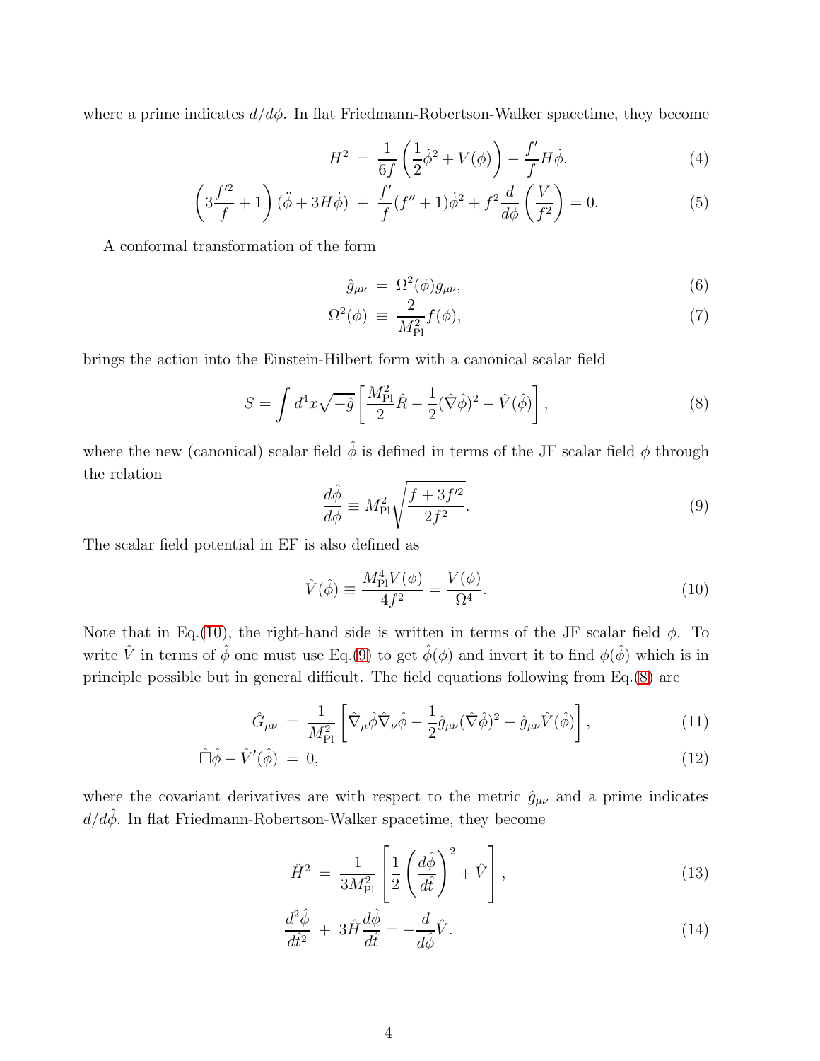where a prime indicates $d/d\phi$. In flat Friedmann-Robertson-Walker spacetime, they become

$$H^2 = \frac{1}{6f}\left(\frac{1}{2}\dot{\phi}^2 + V(\phi)\right) - \frac{f'}{f}H\dot{\phi}, \tag{4}$$

$$\left(3\frac{f'^2}{f} + 1\right)(\ddot{\phi} + 3H\dot{\phi}) + \frac{f'}{f}(f'' + 1)\dot{\phi}^2 + f^2\frac{d}{d\phi}\left(\frac{V}{f^2}\right) = 0. \tag{5}$$

A conformal transformation of the form

$$\hat{g}_{\mu\nu} = \Omega^2(\phi)g_{\mu\nu}, \tag{6}$$

$$\Omega^2(\phi) \equiv \frac{2}{M_{\rm Pl}^2}f(\phi), \tag{7}$$

brings the action into the Einstein-Hilbert form with a canonical scalar field

$$S = \int d^4x\sqrt{-\hat{g}}\left[\frac{M_{\rm Pl}^2}{2}\hat{R} - \frac{1}{2}(\hat{\nabla}\hat{\phi})^2 - \hat{V}(\hat{\phi})\right], \tag{8}$$

where the new (canonical) scalar field $\hat{\phi}$ is defined in terms of the JF scalar field $\phi$ through the relation

$$\frac{d\hat{\phi}}{d\phi} \equiv M_{\rm Pl}^2\sqrt{\frac{f + 3f'^2}{2f^2}}. \tag{9}$$

The scalar field potential in EF is also defined as

$$\hat{V}(\hat{\phi}) \equiv \frac{M_{\rm Pl}^4 V(\phi)}{4f^2} = \frac{V(\phi)}{\Omega^4}. \tag{10}$$

Note that in Eq.(10), the right-hand side is written in terms of the JF scalar field $\phi$. To write $\hat{V}$ in terms of $\hat{\phi}$ one must use Eq.(9) to get $\hat{\phi}(\phi)$ and invert it to find $\phi(\hat{\phi})$ which is in principle possible but in general difficult. The field equations following from Eq.(8) are

$$\hat{G}_{\mu\nu} = \frac{1}{M_{\rm Pl}^2}\left[\hat{\nabla}_\mu\hat{\phi}\hat{\nabla}_\nu\hat{\phi} - \frac{1}{2}\hat{g}_{\mu\nu}(\hat{\nabla}\hat{\phi})^2 - \hat{g}_{\mu\nu}\hat{V}(\hat{\phi})\right], \tag{11}$$

$$\hat{\Box}\hat{\phi} - \hat{V}'(\hat{\phi}) = 0, \tag{12}$$

where the covariant derivatives are with respect to the metric $\hat{g}_{\mu\nu}$ and a prime indicates $d/d\hat{\phi}$. In flat Friedmann-Robertson-Walker spacetime, they become

$$\hat{H}^2 = \frac{1}{3M_{\rm Pl}^2}\left[\frac{1}{2}\left(\frac{d\hat{\phi}}{d\hat{t}}\right)^2 + \hat{V}\right], \tag{13}$$

$$\frac{d^2\hat{\phi}}{d\hat{t}^2} + 3\hat{H}\frac{d\hat{\phi}}{d\hat{t}} = -\frac{d}{d\hat{\phi}}\hat{V}. \tag{14}$$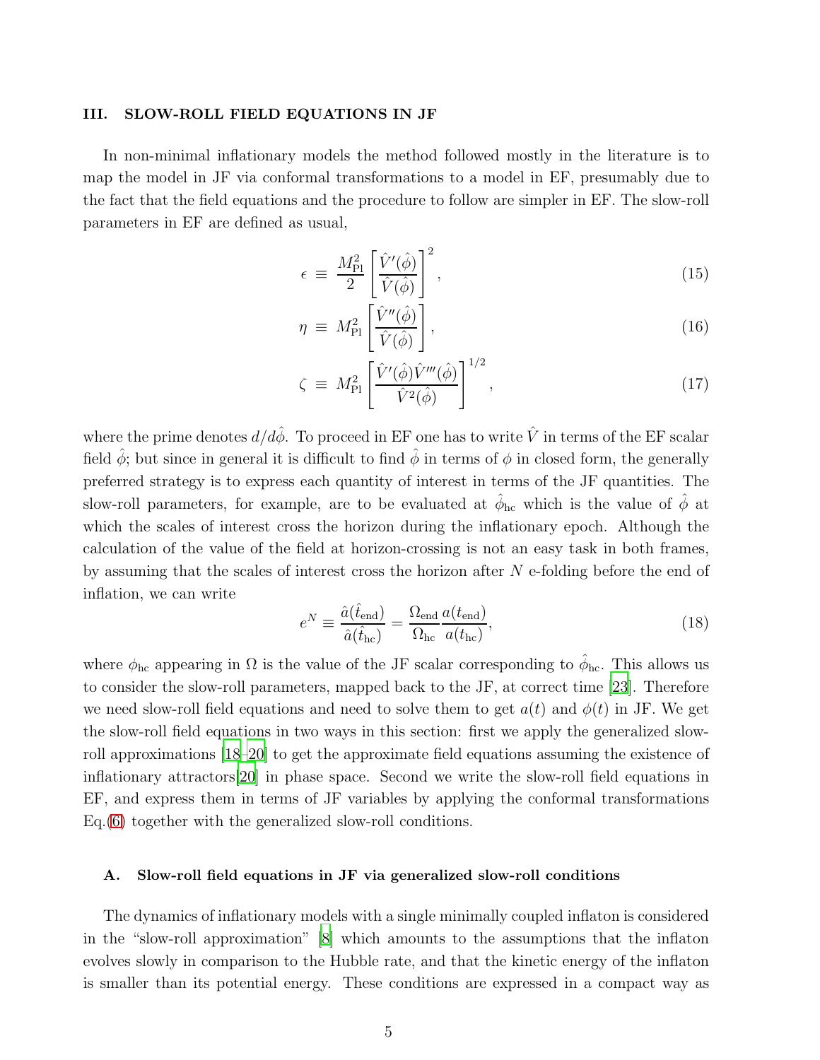## III. SLOW-ROLL FIELD EQUATIONS IN JF

In non-minimal inflationary models the method followed mostly in the literature is to map the model in JF via conformal transformations to a model in EF, presumably due to the fact that the field equations and the procedure to follow are simpler in EF. The slow-roll parameters in EF are defined as usual,

$$\epsilon \equiv \frac{M_{\rm Pl}^2}{2}\left[\frac{\hat{V}'(\hat{\phi})}{\hat{V}(\hat{\phi})}\right]^2, \tag{15}$$

$$\eta \equiv M_{\rm Pl}^2\left[\frac{\hat{V}''(\hat{\phi})}{\hat{V}(\hat{\phi})}\right], \tag{16}$$

$$\zeta \equiv M_{\rm Pl}^2\left[\frac{\hat{V}'(\hat{\phi})\hat{V}'''(\hat{\phi})}{\hat{V}^2(\hat{\phi})}\right]^{1/2}, \tag{17}$$

where the prime denotes $d/d\hat{\phi}$. To proceed in EF one has to write $\hat{V}$ in terms of the EF scalar field $\hat{\phi}$; but since in general it is difficult to find $\hat{\phi}$ in terms of $\phi$ in closed form, the generally preferred strategy is to express each quantity of interest in terms of the JF quantities. The slow-roll parameters, for example, are to be evaluated at $\hat{\phi}_{\rm hc}$ which is the value of $\hat{\phi}$ at which the scales of interest cross the horizon during the inflationary epoch. Although the calculation of the value of the field at horizon-crossing is not an easy task in both frames, by assuming that the scales of interest cross the horizon after $N$ e-folding before the end of inflation, we can write

$$e^N \equiv \frac{\hat{a}(\hat{t}_{\rm end})}{\hat{a}(\hat{t}_{\rm hc})} = \frac{\Omega_{\rm end}}{\Omega_{\rm hc}}\frac{a(t_{\rm end})}{a(t_{\rm hc})}, \tag{18}$$

where $\phi_{\rm hc}$ appearing in $\Omega$ is the value of the JF scalar corresponding to $\hat{\phi}_{\rm hc}$. This allows us to consider the slow-roll parameters, mapped back to the JF, at correct time [23]. Therefore we need slow-roll field equations and need to solve them to get $a(t)$ and $\phi(t)$ in JF. We get the slow-roll field equations in two ways in this section: first we apply the generalized slow-roll approximations [18–20] to get the approximate field equations assuming the existence of inflationary attractors[20] in phase space. Second we write the slow-roll field equations in EF, and express them in terms of JF variables by applying the conformal transformations Eq.(6) together with the generalized slow-roll conditions.

### A. Slow-roll field equations in JF via generalized slow-roll conditions

The dynamics of inflationary models with a single minimally coupled inflaton is considered in the "slow-roll approximation" [8] which amounts to the assumptions that the inflaton evolves slowly in comparison to the Hubble rate, and that the kinetic energy of the inflaton is smaller than its potential energy. These conditions are expressed in a compact way as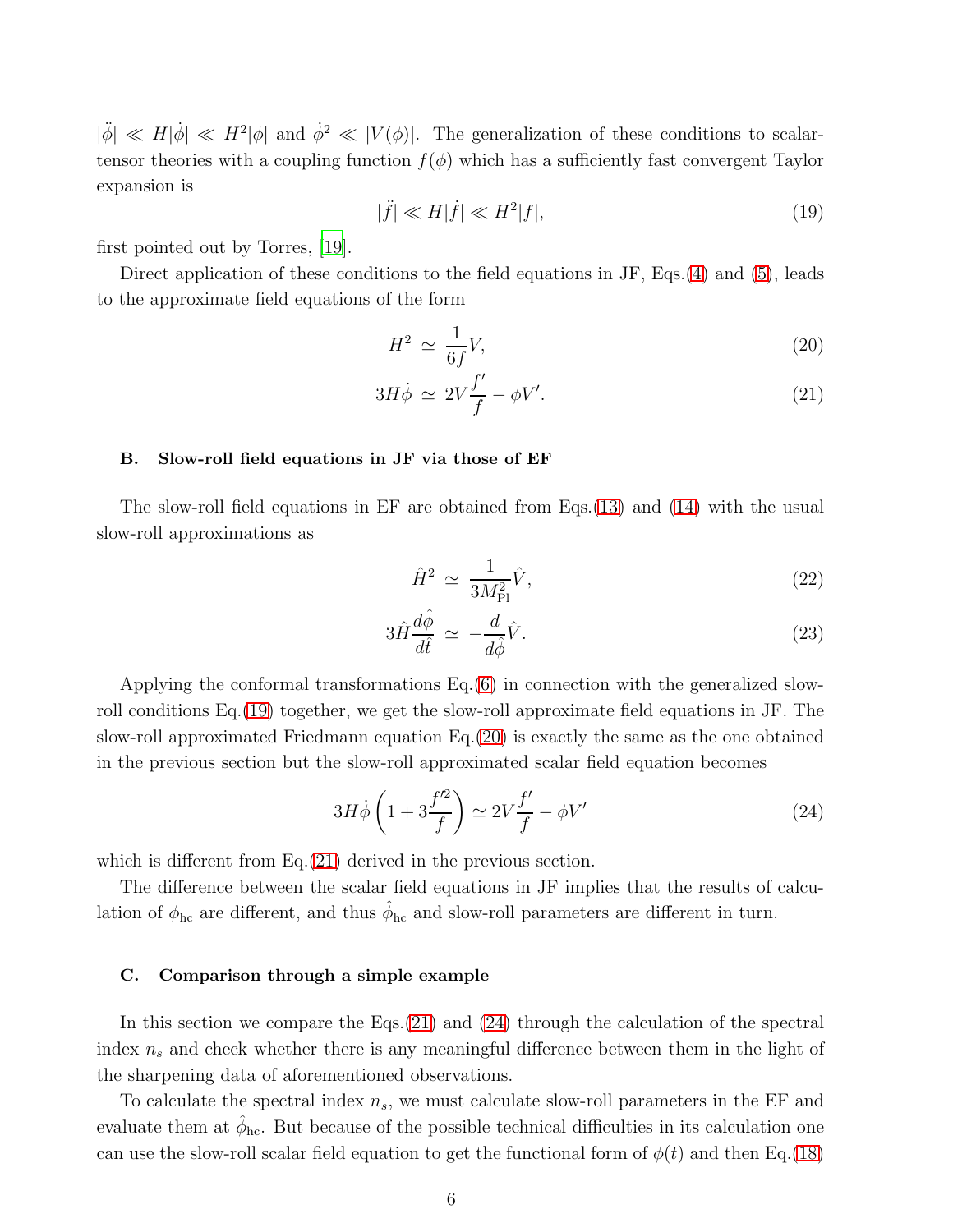$|\ddot{\phi}| \ll H|\dot{\phi}| \ll H^2|\phi|$ and $\dot{\phi}^2 \ll |V(\phi)|$. The generalization of these conditions to scalar-tensor theories with a coupling function $f(\phi)$ which has a sufficiently fast convergent Taylor expansion is

$$|\ddot{f}| \ll H|\dot{f}| \ll H^2|f|, \tag{19}$$

first pointed out by Torres, [19].

Direct application of these conditions to the field equations in JF, Eqs.(4) and (5), leads to the approximate field equations of the form

$$H^2 \simeq \frac{1}{6f}V, \tag{20}$$

$$3H\dot{\phi} \simeq 2V\frac{f'}{f} - \phi V'. \tag{21}$$

### B. Slow-roll field equations in JF via those of EF

The slow-roll field equations in EF are obtained from Eqs.(13) and (14) with the usual slow-roll approximations as

$$\hat{H}^2 \simeq \frac{1}{3M_{\rm Pl}^2}\hat{V}, \tag{22}$$

$$3\hat{H}\frac{d\hat{\phi}}{d\hat{t}} \simeq -\frac{d}{d\hat{\phi}}\hat{V}. \tag{23}$$

Applying the conformal transformations Eq.(6) in connection with the generalized slow-roll conditions Eq.(19) together, we get the slow-roll approximate field equations in JF. The slow-roll approximated Friedmann equation Eq.(20) is exactly the same as the one obtained in the previous section but the slow-roll approximated scalar field equation becomes

$$3H\dot{\phi}\left(1 + 3\frac{f'^2}{f}\right) \simeq 2V\frac{f'}{f} - \phi V' \tag{24}$$

which is different from Eq.(21) derived in the previous section.

The difference between the scalar field equations in JF implies that the results of calculation of $\phi_{\rm hc}$ are different, and thus $\hat{\phi}_{\rm hc}$ and slow-roll parameters are different in turn.

### C. Comparison through a simple example

In this section we compare the Eqs.(21) and (24) through the calculation of the spectral index $n_s$ and check whether there is any meaningful difference between them in the light of the sharpening data of aforementioned observations.

To calculate the spectral index $n_s$, we must calculate slow-roll parameters in the EF and evaluate them at $\hat{\phi}_{\rm hc}$. But because of the possible technical difficulties in its calculation one can use the slow-roll scalar field equation to get the functional form of $\phi(t)$ and then Eq.(18)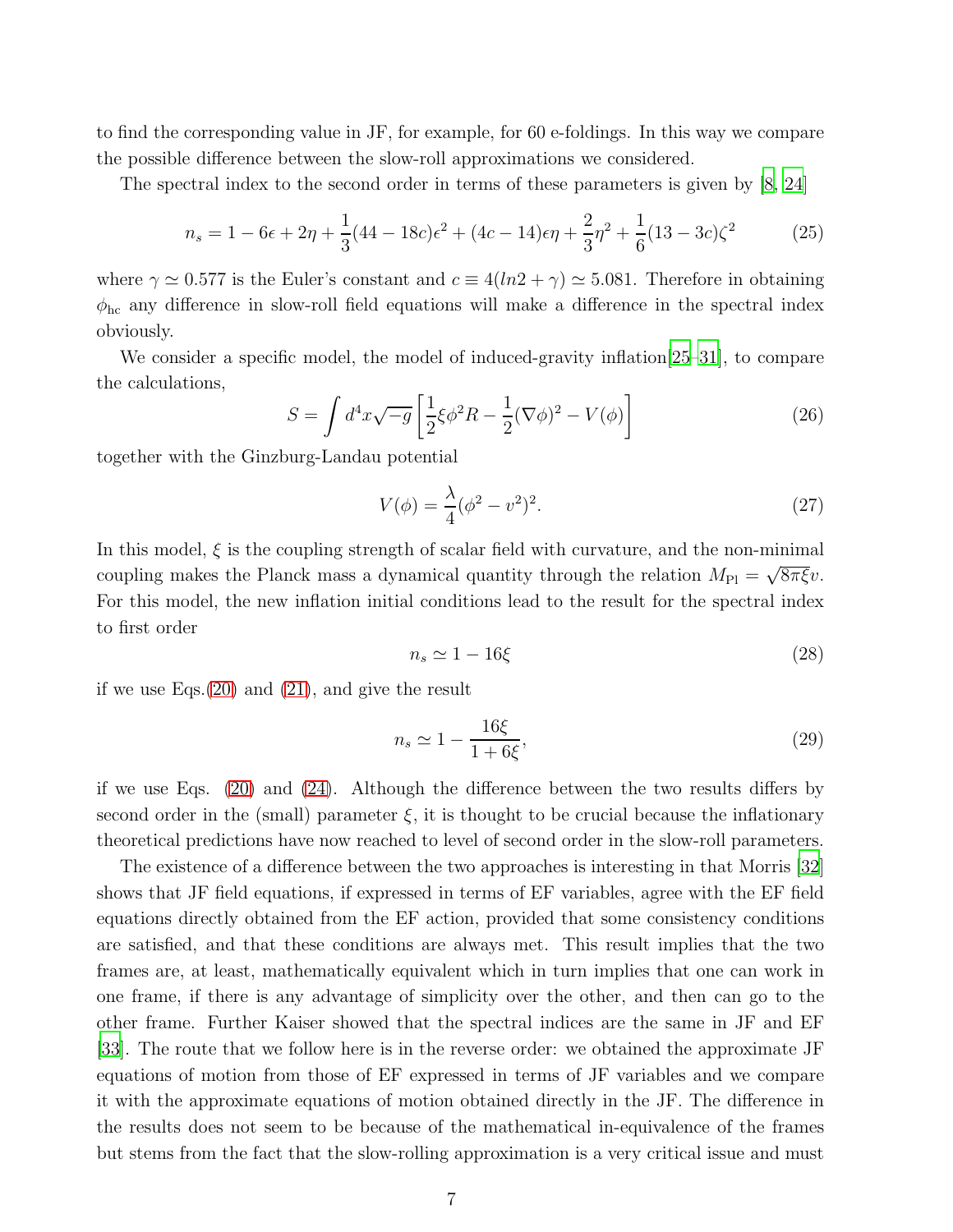to find the corresponding value in JF, for example, for 60 e-foldings. In this way we compare the possible difference between the slow-roll approximations we considered.

The spectral index to the second order in terms of these parameters is given by [8, 24]

$$n_s = 1 - 6\epsilon + 2\eta + \frac{1}{3}(44 - 18c)\epsilon^2 + (4c - 14)\epsilon\eta + \frac{2}{3}\eta^2 + \frac{1}{6}(13 - 3c)\zeta^2 \tag{25}$$

where $\gamma \simeq 0.577$ is the Euler's constant and $c \equiv 4(ln2 + \gamma) \simeq 5.081$. Therefore in obtaining $\phi_{\rm hc}$ any difference in slow-roll field equations will make a difference in the spectral index obviously.

We consider a specific model, the model of induced-gravity inflation[25–31], to compare the calculations,

$$S = \int d^4x\sqrt{-g}\left[\frac{1}{2}\xi\phi^2 R - \frac{1}{2}(\nabla\phi)^2 - V(\phi)\right] \tag{26}$$

together with the Ginzburg-Landau potential

$$V(\phi) = \frac{\lambda}{4}(\phi^2 - v^2)^2. \tag{27}$$

In this model, $\xi$ is the coupling strength of scalar field with curvature, and the non-minimal coupling makes the Planck mass a dynamical quantity through the relation $M_{\rm Pl} = \sqrt{8\pi\xi}v$. For this model, the new inflation initial conditions lead to the result for the spectral index to first order

$$n_s \simeq 1 - 16\xi \tag{28}$$

if we use Eqs.(20) and (21), and give the result

$$n_s \simeq 1 - \frac{16\xi}{1 + 6\xi}, \tag{29}$$

if we use Eqs. (20) and (24). Although the difference between the two results differs by second order in the (small) parameter $\xi$, it is thought to be crucial because the inflationary theoretical predictions have now reached to level of second order in the slow-roll parameters.

The existence of a difference between the two approaches is interesting in that Morris [32] shows that JF field equations, if expressed in terms of EF variables, agree with the EF field equations directly obtained from the EF action, provided that some consistency conditions are satisfied, and that these conditions are always met. This result implies that the two frames are, at least, mathematically equivalent which in turn implies that one can work in one frame, if there is any advantage of simplicity over the other, and then can go to the other frame. Further Kaiser showed that the spectral indices are the same in JF and EF [33]. The route that we follow here is in the reverse order: we obtained the approximate JF equations of motion from those of EF expressed in terms of JF variables and we compare it with the approximate equations of motion obtained directly in the JF. The difference in the results does not seem to be because of the mathematical in-equivalence of the frames but stems from the fact that the slow-rolling approximation is a very critical issue and must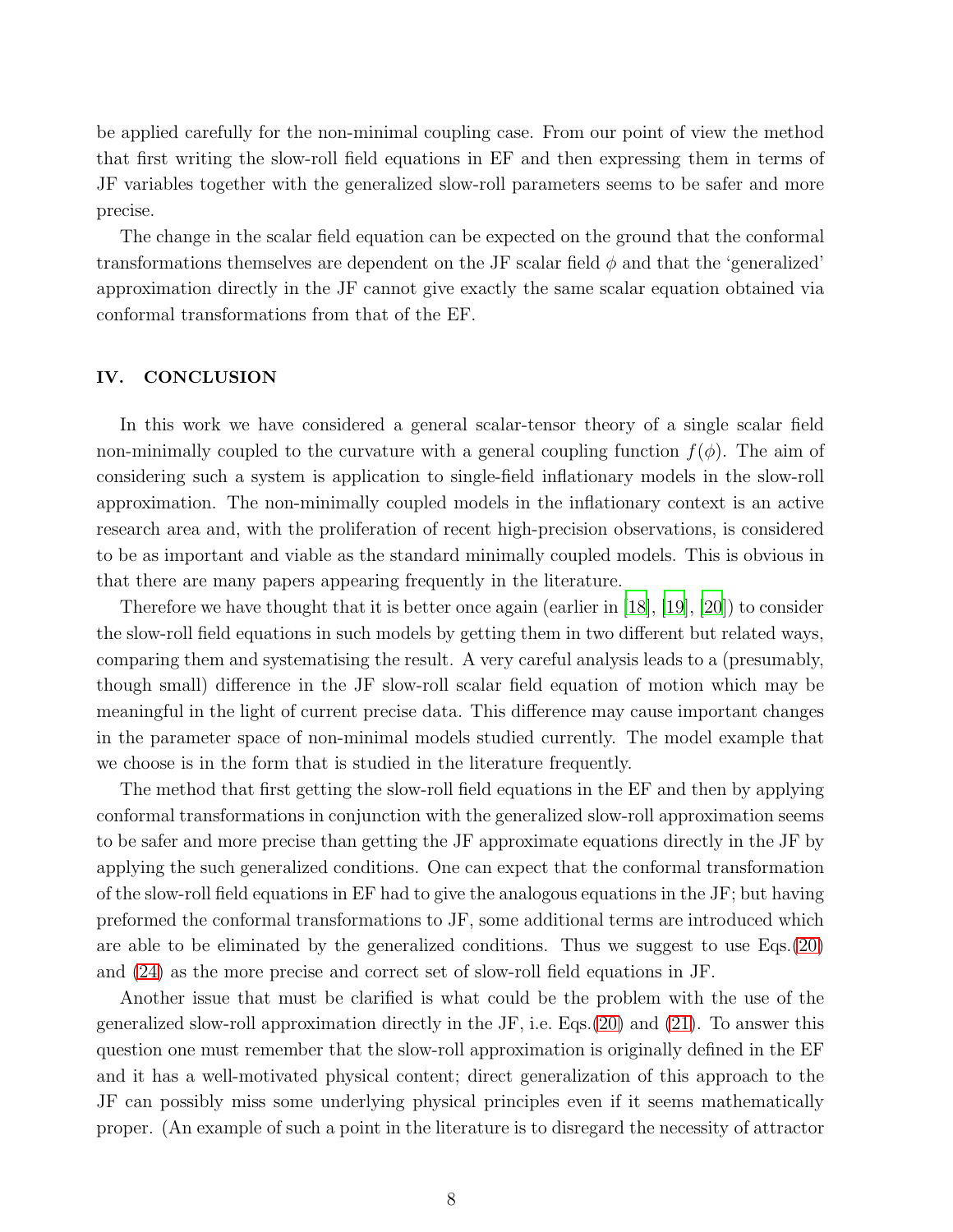be applied carefully for the non-minimal coupling case. From our point of view the method that first writing the slow-roll field equations in EF and then expressing them in terms of JF variables together with the generalized slow-roll parameters seems to be safer and more precise.

The change in the scalar field equation can be expected on the ground that the conformal transformations themselves are dependent on the JF scalar field $\phi$ and that the 'generalized' approximation directly in the JF cannot give exactly the same scalar equation obtained via conformal transformations from that of the EF.

## IV. CONCLUSION

In this work we have considered a general scalar-tensor theory of a single scalar field non-minimally coupled to the curvature with a general coupling function $f(\phi)$. The aim of considering such a system is application to single-field inflationary models in the slow-roll approximation. The non-minimally coupled models in the inflationary context is an active research area and, with the proliferation of recent high-precision observations, is considered to be as important and viable as the standard minimally coupled models. This is obvious in that there are many papers appearing frequently in the literature.

Therefore we have thought that it is better once again (earlier in [18], [19], [20]) to consider the slow-roll field equations in such models by getting them in two different but related ways, comparing them and systematising the result. A very careful analysis leads to a (presumably, though small) difference in the JF slow-roll scalar field equation of motion which may be meaningful in the light of current precise data. This difference may cause important changes in the parameter space of non-minimal models studied currently. The model example that we choose is in the form that is studied in the literature frequently.

The method that first getting the slow-roll field equations in the EF and then by applying conformal transformations in conjunction with the generalized slow-roll approximation seems to be safer and more precise than getting the JF approximate equations directly in the JF by applying the such generalized conditions. One can expect that the conformal transformation of the slow-roll field equations in EF had to give the analogous equations in the JF; but having preformed the conformal transformations to JF, some additional terms are introduced which are able to be eliminated by the generalized conditions. Thus we suggest to use Eqs.(20) and (24) as the more precise and correct set of slow-roll field equations in JF.

Another issue that must be clarified is what could be the problem with the use of the generalized slow-roll approximation directly in the JF, i.e. Eqs.(20) and (21). To answer this question one must remember that the slow-roll approximation is originally defined in the EF and it has a well-motivated physical content; direct generalization of this approach to the JF can possibly miss some underlying physical principles even if it seems mathematically proper. (An example of such a point in the literature is to disregard the necessity of attractor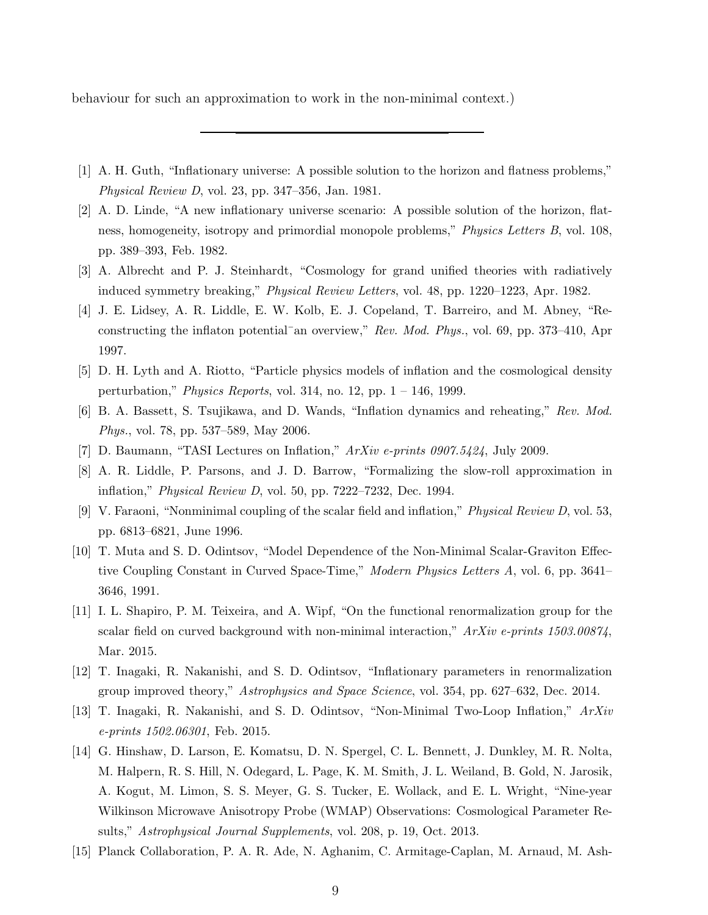behaviour for such an approximation to work in the non-minimal context.)

---

[1] A. H. Guth, "Inflationary universe: A possible solution to the horizon and flatness problems," *Physical Review D*, vol. 23, pp. 347–356, Jan. 1981.

[2] A. D. Linde, "A new inflationary universe scenario: A possible solution of the horizon, flatness, homogeneity, isotropy and primordial monopole problems," *Physics Letters B*, vol. 108, pp. 389–393, Feb. 1982.

[3] A. Albrecht and P. J. Steinhardt, "Cosmology for grand unified theories with radiatively induced symmetry breaking," *Physical Review Letters*, vol. 48, pp. 1220–1223, Apr. 1982.

[4] J. E. Lidsey, A. R. Liddle, E. W. Kolb, E. J. Copeland, T. Barreiro, and M. Abney, "Reconstructing the inflaton potential¯an overview," *Rev. Mod. Phys.*, vol. 69, pp. 373–410, Apr 1997.

[5] D. H. Lyth and A. Riotto, "Particle physics models of inflation and the cosmological density perturbation," *Physics Reports*, vol. 314, no. 12, pp. 1 – 146, 1999.

[6] B. A. Bassett, S. Tsujikawa, and D. Wands, "Inflation dynamics and reheating," *Rev. Mod. Phys.*, vol. 78, pp. 537–589, May 2006.

[7] D. Baumann, "TASI Lectures on Inflation," *ArXiv e-prints 0907.5424*, July 2009.

[8] A. R. Liddle, P. Parsons, and J. D. Barrow, "Formalizing the slow-roll approximation in inflation," *Physical Review D*, vol. 50, pp. 7222–7232, Dec. 1994.

[9] V. Faraoni, "Nonminimal coupling of the scalar field and inflation," *Physical Review D*, vol. 53, pp. 6813–6821, June 1996.

[10] T. Muta and S. D. Odintsov, "Model Dependence of the Non-Minimal Scalar-Graviton Effective Coupling Constant in Curved Space-Time," *Modern Physics Letters A*, vol. 6, pp. 3641–3646, 1991.

[11] I. L. Shapiro, P. M. Teixeira, and A. Wipf, "On the functional renormalization group for the scalar field on curved background with non-minimal interaction," *ArXiv e-prints 1503.00874*, Mar. 2015.

[12] T. Inagaki, R. Nakanishi, and S. D. Odintsov, "Inflationary parameters in renormalization group improved theory," *Astrophysics and Space Science*, vol. 354, pp. 627–632, Dec. 2014.

[13] T. Inagaki, R. Nakanishi, and S. D. Odintsov, "Non-Minimal Two-Loop Inflation," *ArXiv e-prints 1502.06301*, Feb. 2015.

[14] G. Hinshaw, D. Larson, E. Komatsu, D. N. Spergel, C. L. Bennett, J. Dunkley, M. R. Nolta, M. Halpern, R. S. Hill, N. Odegard, L. Page, K. M. Smith, J. L. Weiland, B. Gold, N. Jarosik, A. Kogut, M. Limon, S. S. Meyer, G. S. Tucker, E. Wollack, and E. L. Wright, "Nine-year Wilkinson Microwave Anisotropy Probe (WMAP) Observations: Cosmological Parameter Results," *Astrophysical Journal Supplements*, vol. 208, p. 19, Oct. 2013.

[15] Planck Collaboration, P. A. R. Ade, N. Aghanim, C. Armitage-Caplan, M. Arnaud, M. Ash-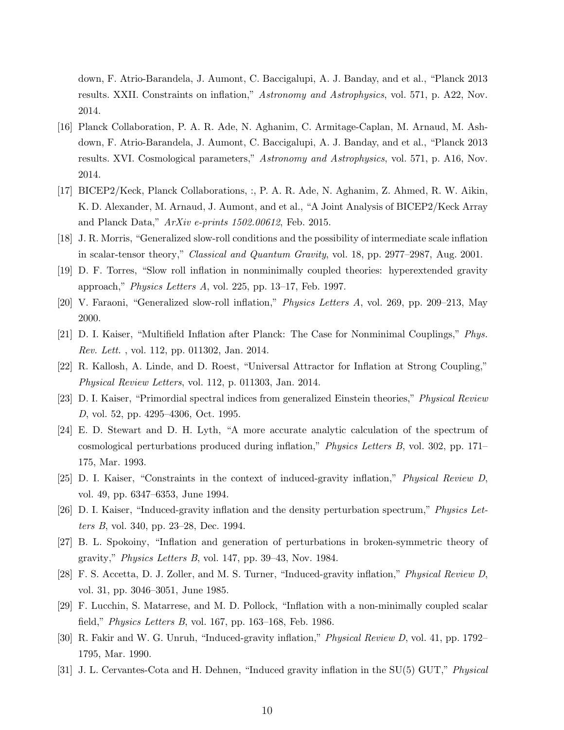down, F. Atrio-Barandela, J. Aumont, C. Baccigalupi, A. J. Banday, and et al., "Planck 2013 results. XXII. Constraints on inflation," *Astronomy and Astrophysics*, vol. 571, p. A22, Nov. 2014.

[16] Planck Collaboration, P. A. R. Ade, N. Aghanim, C. Armitage-Caplan, M. Arnaud, M. Ashdown, F. Atrio-Barandela, J. Aumont, C. Baccigalupi, A. J. Banday, and et al., "Planck 2013 results. XVI. Cosmological parameters," *Astronomy and Astrophysics*, vol. 571, p. A16, Nov. 2014.

[17] BICEP2/Keck, Planck Collaborations, :, P. A. R. Ade, N. Aghanim, Z. Ahmed, R. W. Aikin, K. D. Alexander, M. Arnaud, J. Aumont, and et al., "A Joint Analysis of BICEP2/Keck Array and Planck Data," *ArXiv e-prints 1502.00612*, Feb. 2015.

[18] J. R. Morris, "Generalized slow-roll conditions and the possibility of intermediate scale inflation in scalar-tensor theory," *Classical and Quantum Gravity*, vol. 18, pp. 2977–2987, Aug. 2001.

[19] D. F. Torres, "Slow roll inflation in nonminimally coupled theories: hyperextended gravity approach," *Physics Letters A*, vol. 225, pp. 13–17, Feb. 1997.

[20] V. Faraoni, "Generalized slow-roll inflation," *Physics Letters A*, vol. 269, pp. 209–213, May 2000.

[21] D. I. Kaiser, "Multifield Inflation after Planck: The Case for Nonminimal Couplings," *Phys. Rev. Lett.* , vol. 112, pp. 011302, Jan. 2014.

[22] R. Kallosh, A. Linde, and D. Roest, "Universal Attractor for Inflation at Strong Coupling," *Physical Review Letters*, vol. 112, p. 011303, Jan. 2014.

[23] D. I. Kaiser, "Primordial spectral indices from generalized Einstein theories," *Physical Review D*, vol. 52, pp. 4295–4306, Oct. 1995.

[24] E. D. Stewart and D. H. Lyth, "A more accurate analytic calculation of the spectrum of cosmological perturbations produced during inflation," *Physics Letters B*, vol. 302, pp. 171–175, Mar. 1993.

[25] D. I. Kaiser, "Constraints in the context of induced-gravity inflation," *Physical Review D*, vol. 49, pp. 6347–6353, June 1994.

[26] D. I. Kaiser, "Induced-gravity inflation and the density perturbation spectrum," *Physics Letters B*, vol. 340, pp. 23–28, Dec. 1994.

[27] B. L. Spokoiny, "Inflation and generation of perturbations in broken-symmetric theory of gravity," *Physics Letters B*, vol. 147, pp. 39–43, Nov. 1984.

[28] F. S. Accetta, D. J. Zoller, and M. S. Turner, "Induced-gravity inflation," *Physical Review D*, vol. 31, pp. 3046–3051, June 1985.

[29] F. Lucchin, S. Matarrese, and M. D. Pollock, "Inflation with a non-minimally coupled scalar field," *Physics Letters B*, vol. 167, pp. 163–168, Feb. 1986.

[30] R. Fakir and W. G. Unruh, "Induced-gravity inflation," *Physical Review D*, vol. 41, pp. 1792–1795, Mar. 1990.

[31] J. L. Cervantes-Cota and H. Dehnen, "Induced gravity inflation in the SU(5) GUT," *Physical*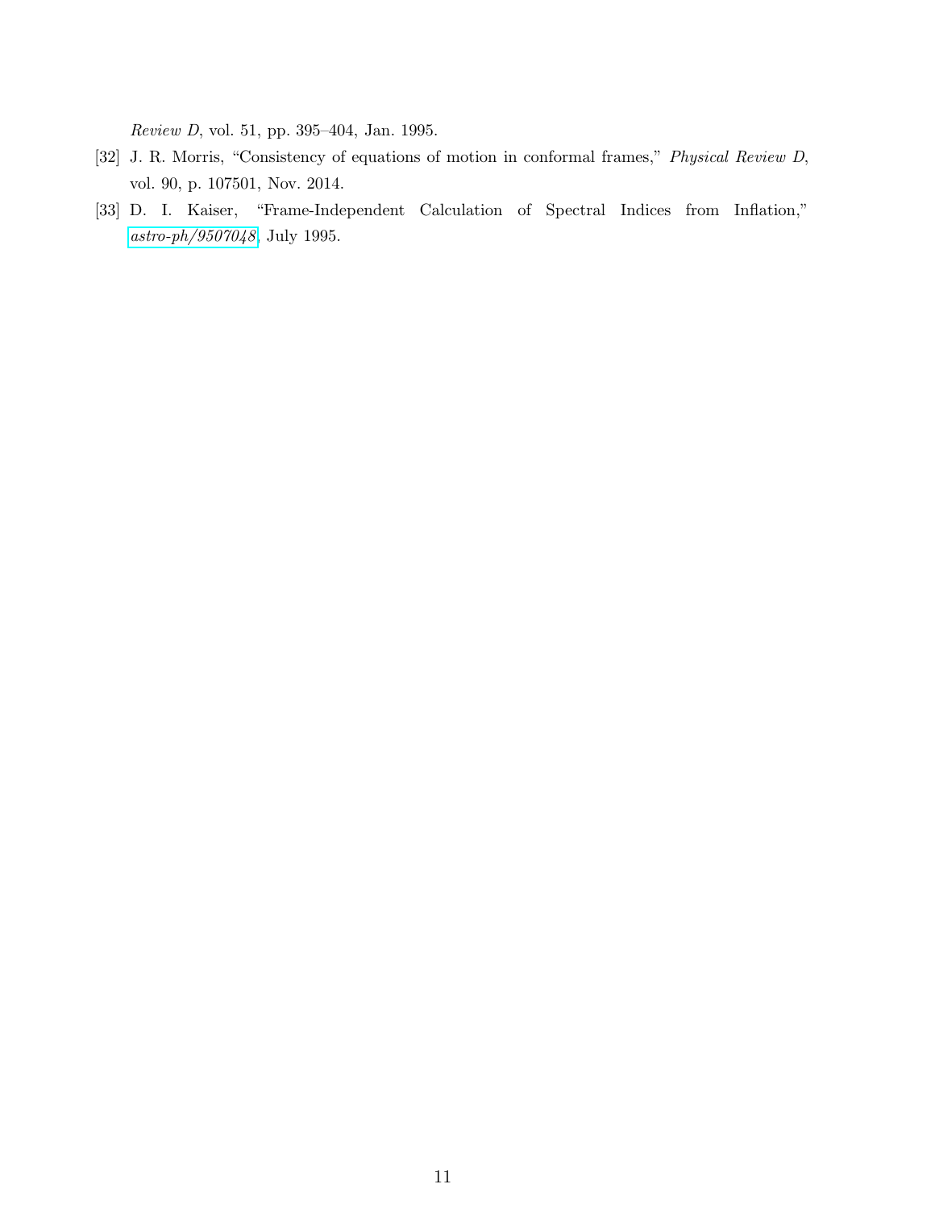*Review D*, vol. 51, pp. 395–404, Jan. 1995.

[32] J. R. Morris, "Consistency of equations of motion in conformal frames," *Physical Review D*, vol. 90, p. 107501, Nov. 2014.

[33] D. I. Kaiser, "Frame-Independent Calculation of Spectral Indices from Inflation," *astro-ph/9507048*, July 1995.